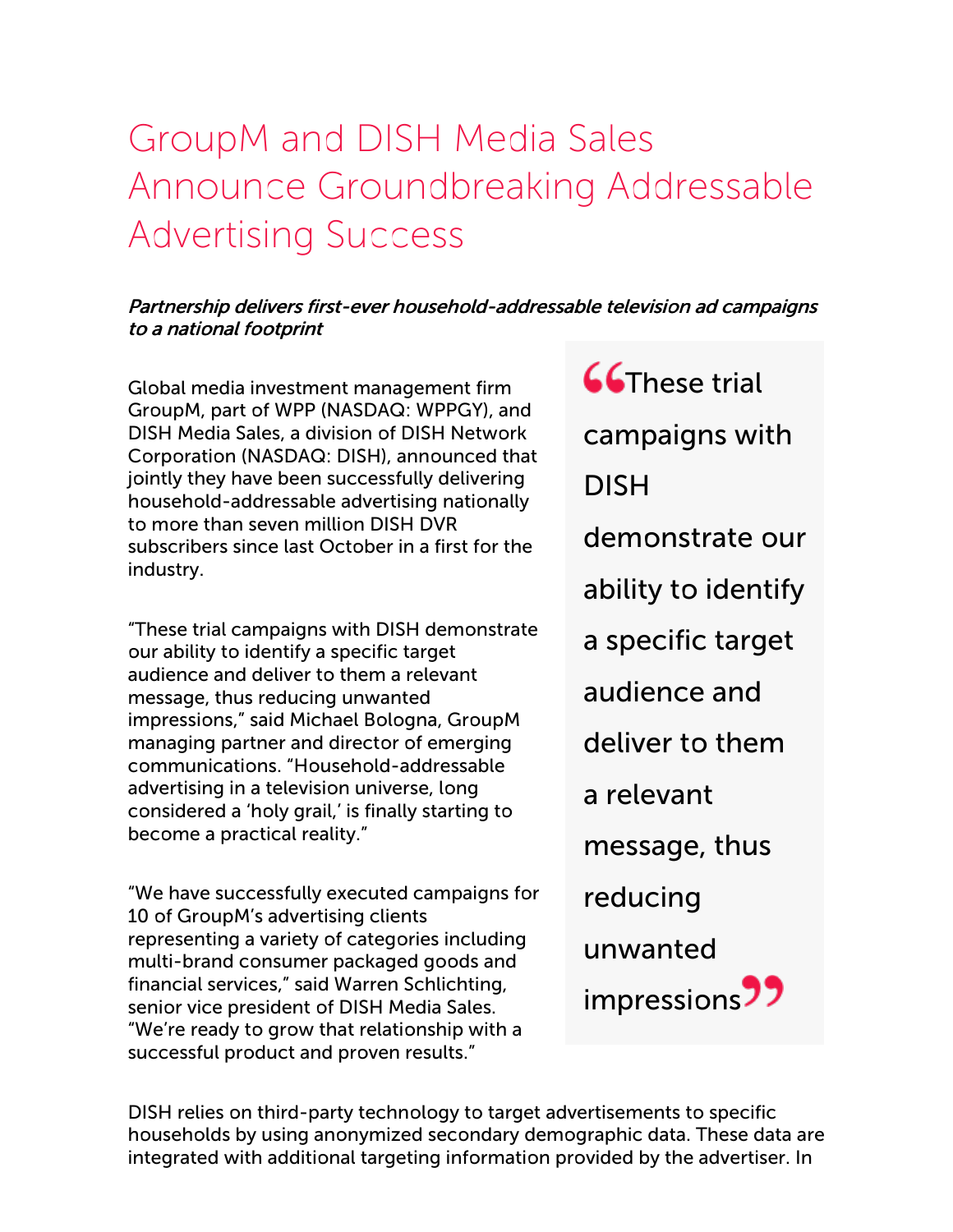# GroupM and DISH Media Sales Announce Groundbreaking Addressable Advertising Success

***Partnership delivers first-ever household-addressable television ad campaigns to a national footprint***

Global media investment management firm GroupM, part of WPP (NASDAQ: WPPGY), and DISH Media Sales, a division of DISH Network Corporation (NASDAQ: DISH), announced that jointly they have been successfully delivering household-addressable advertising nationally to more than seven million DISH DVR subscribers since last October in a first for the industry.

"These trial campaigns with DISH demonstrate our ability to identify a specific target audience and deliver to them a relevant message, thus reducing unwanted impressions," said Michael Bologna, GroupM managing partner and director of emerging communications. "Household-addressable advertising in a television universe, long considered a 'holy grail,' is finally starting to become a practical reality."

"We have successfully executed campaigns for 10 of GroupM's advertising clients representing a variety of categories including multi-brand consumer packaged goods and financial services," said Warren Schlichting, senior vice president of DISH Media Sales. "We're ready to grow that relationship with a successful product and proven results."

> "These trial campaigns with DISH demonstrate our ability to identify a specific target audience and deliver to them a relevant message, thus reducing unwanted impressions"

DISH relies on third-party technology to target advertisements to specific households by using anonymized secondary demographic data. These data are integrated with additional targeting information provided by the advertiser. In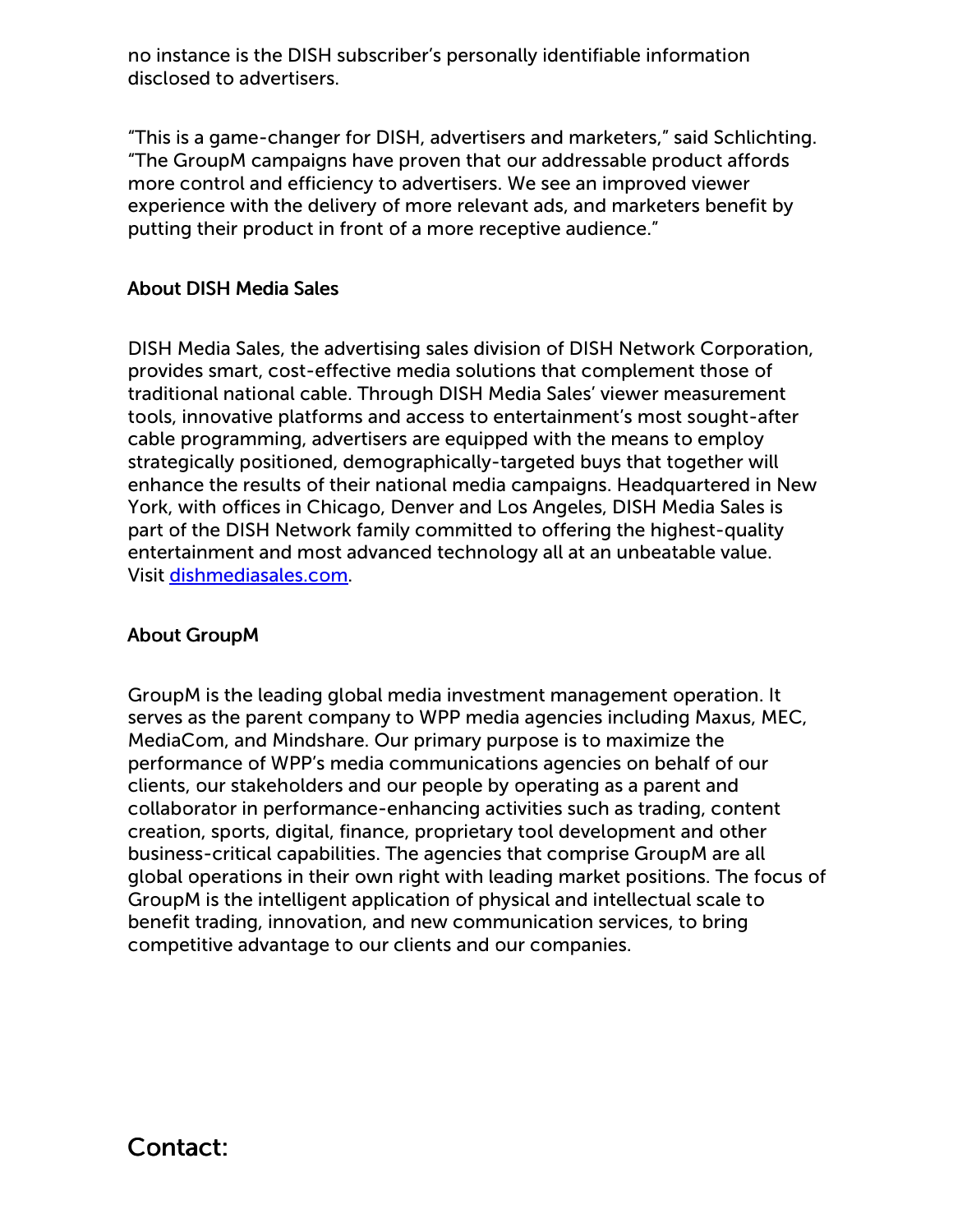no instance is the DISH subscriber's personally identifiable information disclosed to advertisers.

"This is a game-changer for DISH, advertisers and marketers," said Schlichting. "The GroupM campaigns have proven that our addressable product affords more control and efficiency to advertisers. We see an improved viewer experience with the delivery of more relevant ads, and marketers benefit by putting their product in front of a more receptive audience."

**About DISH Media Sales**

DISH Media Sales, the advertising sales division of DISH Network Corporation, provides smart, cost-effective media solutions that complement those of traditional national cable. Through DISH Media Sales' viewer measurement tools, innovative platforms and access to entertainment's most sought-after cable programming, advertisers are equipped with the means to employ strategically positioned, demographically-targeted buys that together will enhance the results of their national media campaigns. Headquartered in New York, with offices in Chicago, Denver and Los Angeles, DISH Media Sales is part of the DISH Network family committed to offering the highest-quality entertainment and most advanced technology all at an unbeatable value. Visit [dishmediasales.com](dishmediasales.com).

**About GroupM**

GroupM is the leading global media investment management operation. It serves as the parent company to WPP media agencies including Maxus, MEC, MediaCom, and Mindshare. Our primary purpose is to maximize the performance of WPP's media communications agencies on behalf of our clients, our stakeholders and our people by operating as a parent and collaborator in performance-enhancing activities such as trading, content creation, sports, digital, finance, proprietary tool development and other business-critical capabilities. The agencies that comprise GroupM are all global operations in their own right with leading market positions. The focus of GroupM is the intelligent application of physical and intellectual scale to benefit trading, innovation, and new communication services, to bring competitive advantage to our clients and our companies.

## Contact: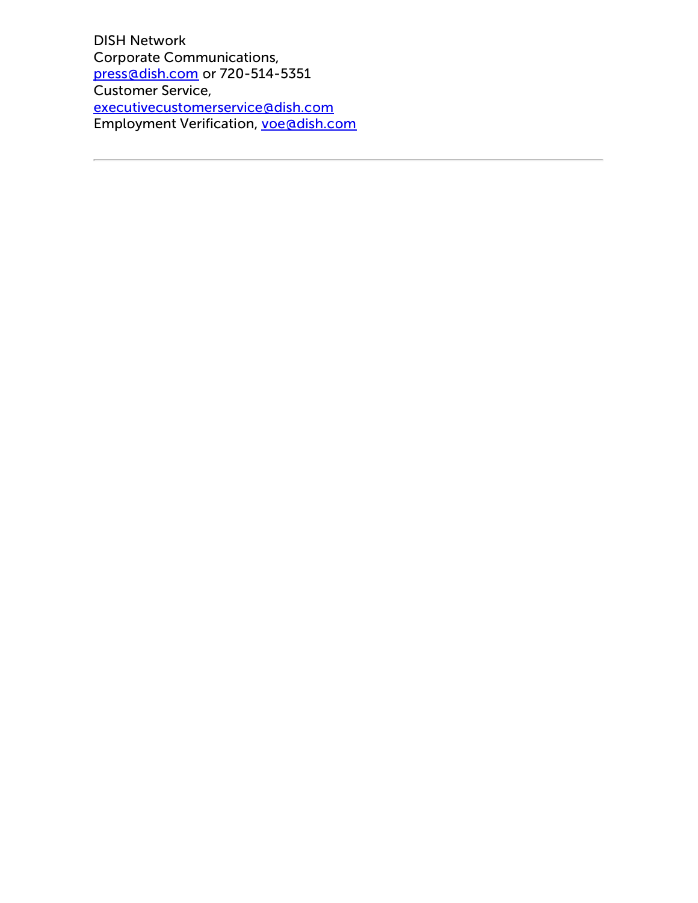DISH Network
Corporate Communications,
press@dish.com or 720-514-5351
Customer Service,
executivecustomerservice@dish.com
Employment Verification, voe@dish.com

---